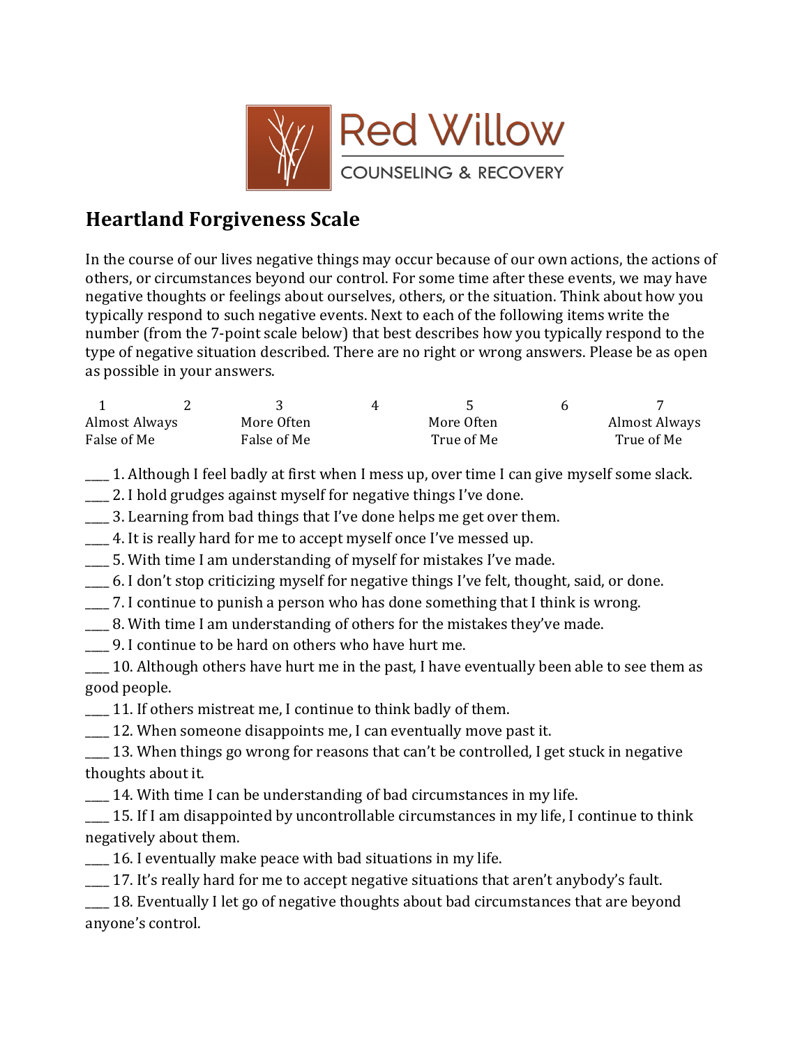Red Willow
COUNSELING & RECOVERY

## Heartland Forgiveness Scale

In the course of our lives negative things may occur because of our own actions, the actions of others, or circumstances beyond our control. For some time after these events, we may have negative thoughts or feelings about ourselves, others, or the situation. Think about how you typically respond to such negative events. Next to each of the following items write the number (from the 7-point scale below) that best describes how you typically respond to the type of negative situation described. There are no right or wrong answers. Please be as open as possible in your answers.

| 1 | 2 | 3 | 4 | 5 | 6 | 7 |
|---|---|---|---|---|---|---|
| Almost Always False of Me | | More Often False of Me | | More Often True of Me | | Almost Always True of Me |

____ 1. Although I feel badly at first when I mess up, over time I can give myself some slack.
____ 2. I hold grudges against myself for negative things I've done.
____ 3. Learning from bad things that I've done helps me get over them.
____ 4. It is really hard for me to accept myself once I've messed up.
____ 5. With time I am understanding of myself for mistakes I've made.
____ 6. I don't stop criticizing myself for negative things I've felt, thought, said, or done.
____ 7. I continue to punish a person who has done something that I think is wrong.
____ 8. With time I am understanding of others for the mistakes they've made.
____ 9. I continue to be hard on others who have hurt me.
____ 10. Although others have hurt me in the past, I have eventually been able to see them as good people.
____ 11. If others mistreat me, I continue to think badly of them.
____ 12. When someone disappoints me, I can eventually move past it.
____ 13. When things go wrong for reasons that can't be controlled, I get stuck in negative thoughts about it.
____ 14. With time I can be understanding of bad circumstances in my life.
____ 15. If I am disappointed by uncontrollable circumstances in my life, I continue to think negatively about them.
____ 16. I eventually make peace with bad situations in my life.
____ 17. It's really hard for me to accept negative situations that aren't anybody's fault.
____ 18. Eventually I let go of negative thoughts about bad circumstances that are beyond anyone's control.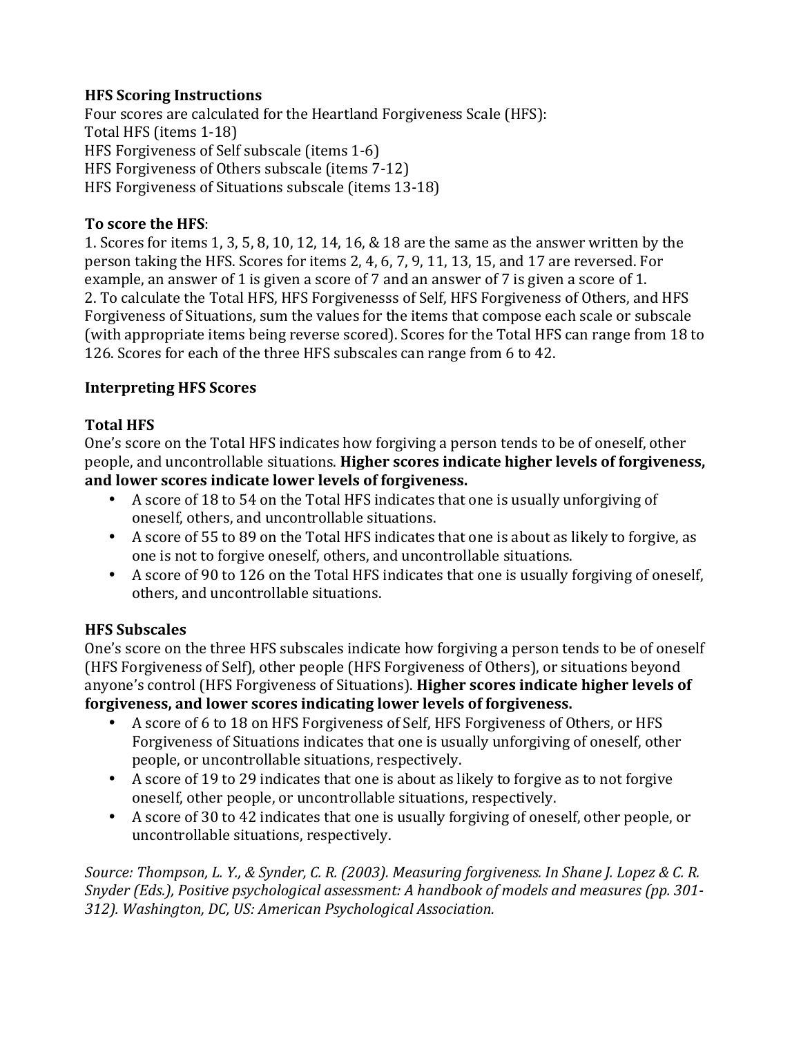### HFS Scoring Instructions

Four scores are calculated for the Heartland Forgiveness Scale (HFS):
Total HFS (items 1-18)
HFS Forgiveness of Self subscale (items 1-6)
HFS Forgiveness of Others subscale (items 7-12)
HFS Forgiveness of Situations subscale (items 13-18)

### To score the HFS:

1. Scores for items 1, 3, 5, 8, 10, 12, 14, 16, & 18 are the same as the answer written by the person taking the HFS. Scores for items 2, 4, 6, 7, 9, 11, 13, 15, and 17 are reversed. For example, an answer of 1 is given a score of 7 and an answer of 7 is given a score of 1.
2. To calculate the Total HFS, HFS Forgivenesss of Self, HFS Forgiveness of Others, and HFS Forgiveness of Situations, sum the values for the items that compose each scale or subscale (with appropriate items being reverse scored). Scores for the Total HFS can range from 18 to 126. Scores for each of the three HFS subscales can range from 6 to 42.

### Interpreting HFS Scores

### Total HFS

One's score on the Total HFS indicates how forgiving a person tends to be of oneself, other people, and uncontrollable situations. **Higher scores indicate higher levels of forgiveness, and lower scores indicate lower levels of forgiveness.**

- A score of 18 to 54 on the Total HFS indicates that one is usually unforgiving of oneself, others, and uncontrollable situations.
- A score of 55 to 89 on the Total HFS indicates that one is about as likely to forgive, as one is not to forgive oneself, others, and uncontrollable situations.
- A score of 90 to 126 on the Total HFS indicates that one is usually forgiving of oneself, others, and uncontrollable situations.

### HFS Subscales

One's score on the three HFS subscales indicate how forgiving a person tends to be of oneself (HFS Forgiveness of Self), other people (HFS Forgiveness of Others), or situations beyond anyone's control (HFS Forgiveness of Situations). **Higher scores indicate higher levels of forgiveness, and lower scores indicating lower levels of forgiveness.**

- A score of 6 to 18 on HFS Forgiveness of Self, HFS Forgiveness of Others, or HFS Forgiveness of Situations indicates that one is usually unforgiving of oneself, other people, or uncontrollable situations, respectively.
- A score of 19 to 29 indicates that one is about as likely to forgive as to not forgive oneself, other people, or uncontrollable situations, respectively.
- A score of 30 to 42 indicates that one is usually forgiving of oneself, other people, or uncontrollable situations, respectively.

*Source: Thompson, L. Y., & Synder, C. R. (2003). Measuring forgiveness. In Shane J. Lopez & C. R. Snyder (Eds.), Positive psychological assessment: A handbook of models and measures (pp. 301-312). Washington, DC, US: American Psychological Association.*